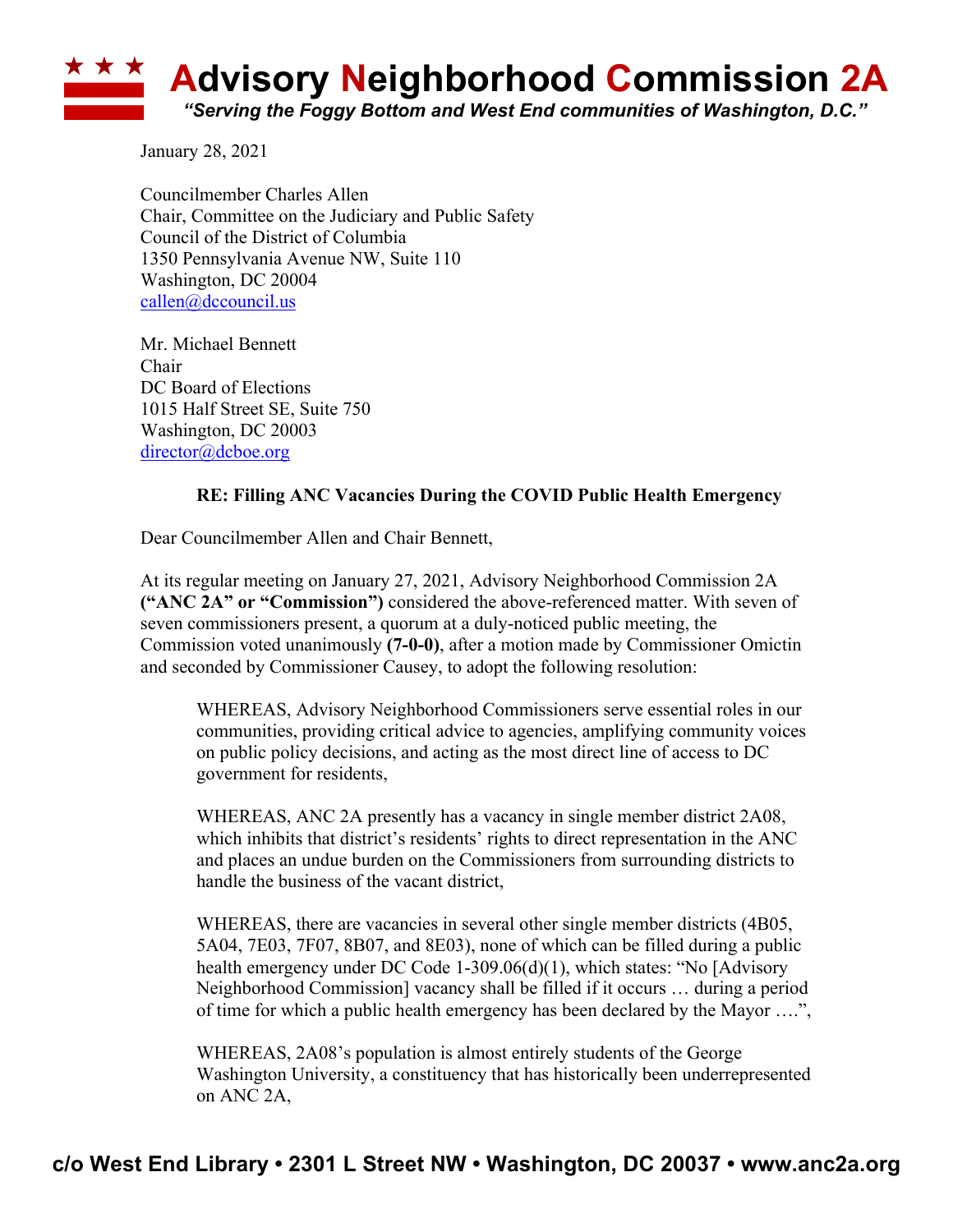# Advisory Neighborhood Commission 2A

*"Serving the Foggy Bottom and West End communities of Washington, D.C."*

January 28, 2021

Councilmember Charles Allen
Chair, Committee on the Judiciary and Public Safety
Council of the District of Columbia
1350 Pennsylvania Avenue NW, Suite 110
Washington, DC 20004
callen@dccouncil.us

Mr. Michael Bennett
Chair
DC Board of Elections
1015 Half Street SE, Suite 750
Washington, DC 20003
director@dcboe.org

**RE: Filling ANC Vacancies During the COVID Public Health Emergency**

Dear Councilmember Allen and Chair Bennett,

At its regular meeting on January 27, 2021, Advisory Neighborhood Commission 2A **("ANC 2A" or "Commission")** considered the above-referenced matter. With seven of seven commissioners present, a quorum at a duly-noticed public meeting, the Commission voted unanimously **(7-0-0)**, after a motion made by Commissioner Omictin and seconded by Commissioner Causey, to adopt the following resolution:

> WHEREAS, Advisory Neighborhood Commissioners serve essential roles in our communities, providing critical advice to agencies, amplifying community voices on public policy decisions, and acting as the most direct line of access to DC government for residents,
>
> WHEREAS, ANC 2A presently has a vacancy in single member district 2A08, which inhibits that district's residents' rights to direct representation in the ANC and places an undue burden on the Commissioners from surrounding districts to handle the business of the vacant district,
>
> WHEREAS, there are vacancies in several other single member districts (4B05, 5A04, 7E03, 7F07, 8B07, and 8E03), none of which can be filled during a public health emergency under DC Code 1-309.06(d)(1), which states: "No [Advisory Neighborhood Commission] vacancy shall be filled if it occurs … during a period of time for which a public health emergency has been declared by the Mayor ….",
>
> WHEREAS, 2A08's population is almost entirely students of the George Washington University, a constituency that has historically been underrepresented on ANC 2A,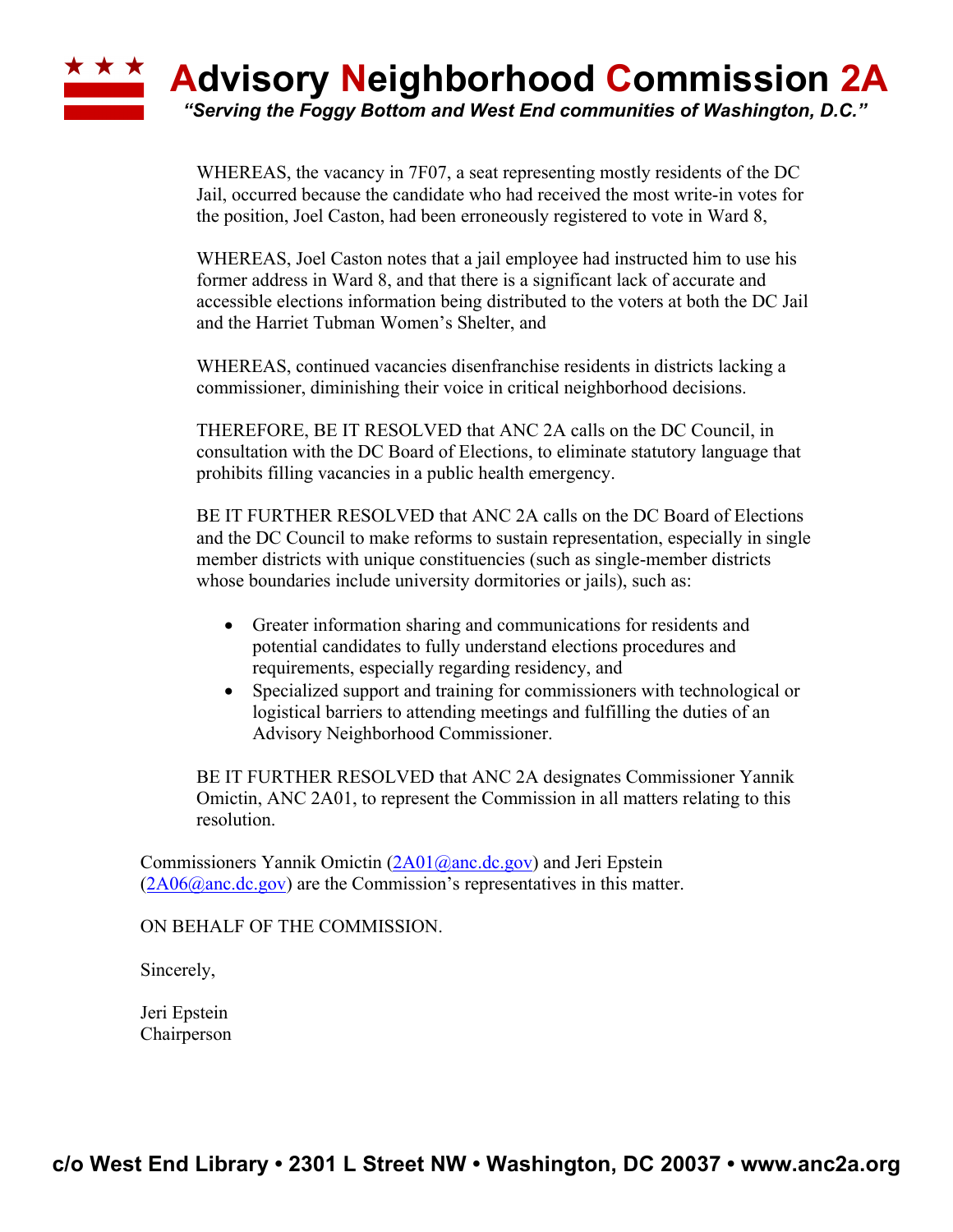WHEREAS, the vacancy in 7F07, a seat representing mostly residents of the DC Jail, occurred because the candidate who had received the most write-in votes for the position, Joel Caston, had been erroneously registered to vote in Ward 8,

WHEREAS, Joel Caston notes that a jail employee had instructed him to use his former address in Ward 8, and that there is a significant lack of accurate and accessible elections information being distributed to the voters at both the DC Jail and the Harriet Tubman Women's Shelter, and

WHEREAS, continued vacancies disenfranchise residents in districts lacking a commissioner, diminishing their voice in critical neighborhood decisions.

THEREFORE, BE IT RESOLVED that ANC 2A calls on the DC Council, in consultation with the DC Board of Elections, to eliminate statutory language that prohibits filling vacancies in a public health emergency.

BE IT FURTHER RESOLVED that ANC 2A calls on the DC Board of Elections and the DC Council to make reforms to sustain representation, especially in single member districts with unique constituencies (such as single-member districts whose boundaries include university dormitories or jails), such as:

- Greater information sharing and communications for residents and potential candidates to fully understand elections procedures and requirements, especially regarding residency, and
- Specialized support and training for commissioners with technological or logistical barriers to attending meetings and fulfilling the duties of an Advisory Neighborhood Commissioner.

BE IT FURTHER RESOLVED that ANC 2A designates Commissioner Yannik Omictin, ANC 2A01, to represent the Commission in all matters relating to this resolution.

Commissioners Yannik Omictin (2A01@anc.dc.gov) and Jeri Epstein (2A06@anc.dc.gov) are the Commission's representatives in this matter.

ON BEHALF OF THE COMMISSION.

Sincerely,

Jeri Epstein
Chairperson